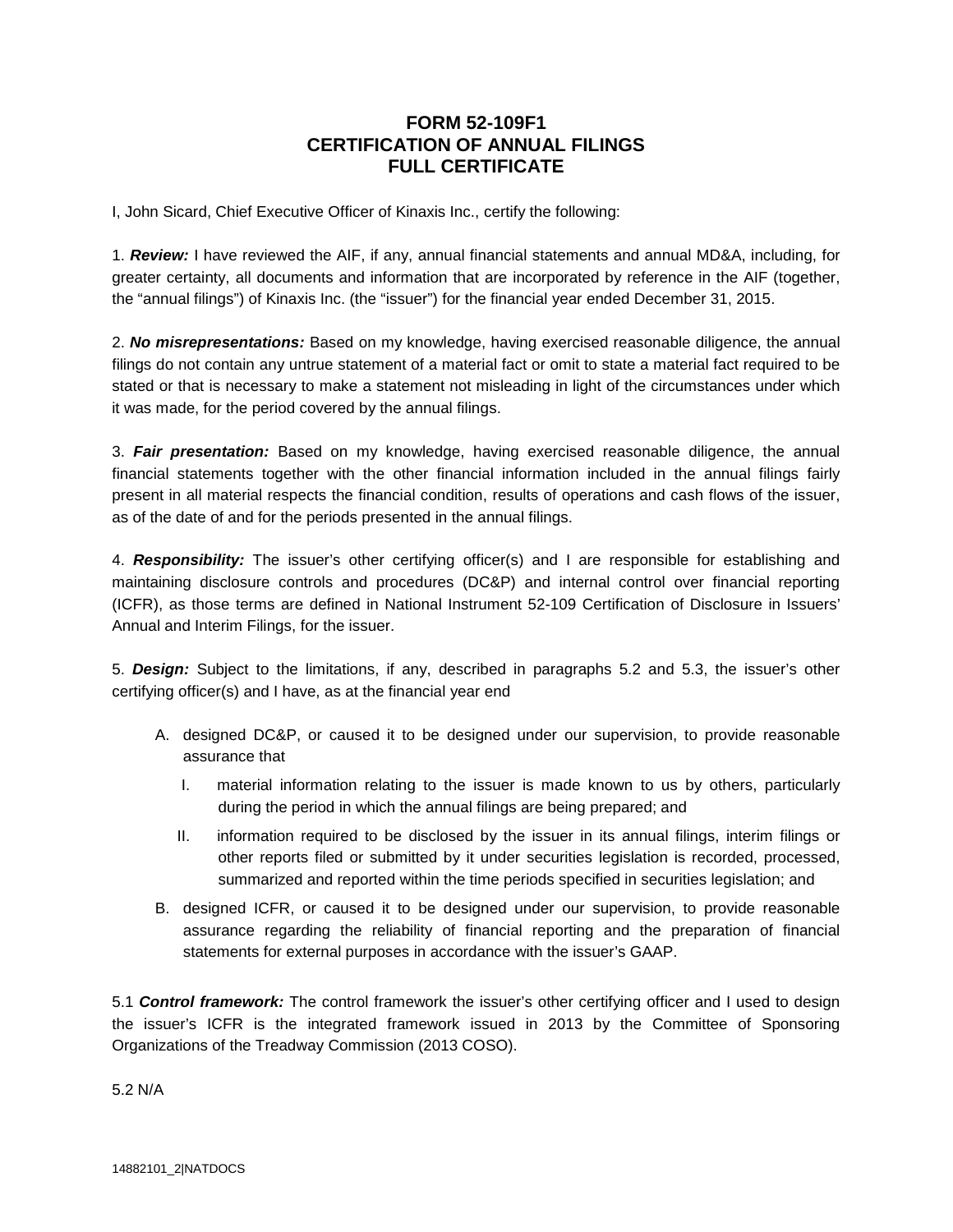# FORM 52-109F1
# CERTIFICATION OF ANNUAL FILINGS
# FULL CERTIFICATE

I, John Sicard, Chief Executive Officer of Kinaxis Inc., certify the following:

1. ***Review:*** I have reviewed the AIF, if any, annual financial statements and annual MD&A, including, for greater certainty, all documents and information that are incorporated by reference in the AIF (together, the "annual filings") of Kinaxis Inc. (the "issuer") for the financial year ended December 31, 2015.

2. ***No misrepresentations:*** Based on my knowledge, having exercised reasonable diligence, the annual filings do not contain any untrue statement of a material fact or omit to state a material fact required to be stated or that is necessary to make a statement not misleading in light of the circumstances under which it was made, for the period covered by the annual filings.

3. ***Fair presentation:*** Based on my knowledge, having exercised reasonable diligence, the annual financial statements together with the other financial information included in the annual filings fairly present in all material respects the financial condition, results of operations and cash flows of the issuer, as of the date of and for the periods presented in the annual filings.

4. ***Responsibility:*** The issuer's other certifying officer(s) and I are responsible for establishing and maintaining disclosure controls and procedures (DC&P) and internal control over financial reporting (ICFR), as those terms are defined in National Instrument 52-109 Certification of Disclosure in Issuers' Annual and Interim Filings, for the issuer.

5. ***Design:*** Subject to the limitations, if any, described in paragraphs 5.2 and 5.3, the issuer's other certifying officer(s) and I have, as at the financial year end

   A. designed DC&P, or caused it to be designed under our supervision, to provide reasonable assurance that

      I. material information relating to the issuer is made known to us by others, particularly during the period in which the annual filings are being prepared; and

      II. information required to be disclosed by the issuer in its annual filings, interim filings or other reports filed or submitted by it under securities legislation is recorded, processed, summarized and reported within the time periods specified in securities legislation; and

   B. designed ICFR, or caused it to be designed under our supervision, to provide reasonable assurance regarding the reliability of financial reporting and the preparation of financial statements for external purposes in accordance with the issuer's GAAP.

5.1 ***Control framework:*** The control framework the issuer's other certifying officer and I used to design the issuer's ICFR is the integrated framework issued in 2013 by the Committee of Sponsoring Organizations of the Treadway Commission (2013 COSO).

5.2 N/A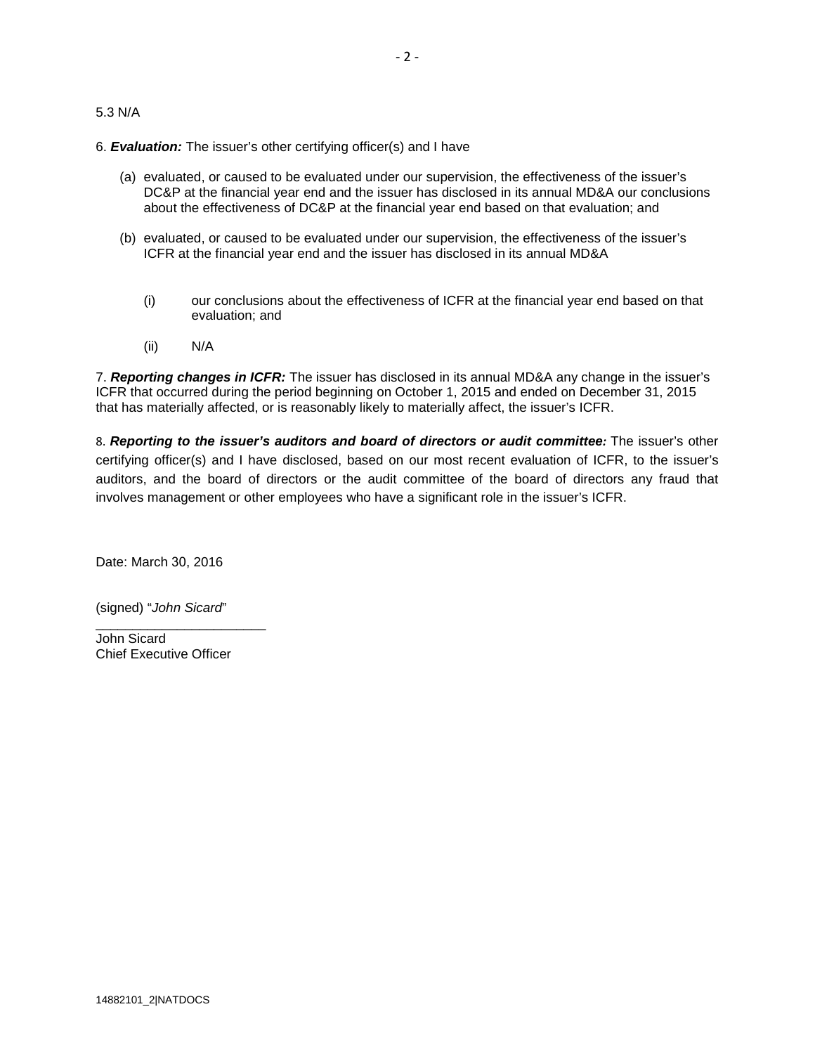5.3 N/A

6. ***Evaluation:*** The issuer's other certifying officer(s) and I have

(a) evaluated, or caused to be evaluated under our supervision, the effectiveness of the issuer's DC&P at the financial year end and the issuer has disclosed in its annual MD&A our conclusions about the effectiveness of DC&P at the financial year end based on that evaluation; and

(b) evaluated, or caused to be evaluated under our supervision, the effectiveness of the issuer's ICFR at the financial year end and the issuer has disclosed in its annual MD&A

(i) our conclusions about the effectiveness of ICFR at the financial year end based on that evaluation; and

(ii) N/A

7. ***Reporting changes in ICFR:*** The issuer has disclosed in its annual MD&A any change in the issuer's ICFR that occurred during the period beginning on October 1, 2015 and ended on December 31, 2015 that has materially affected, or is reasonably likely to materially affect, the issuer's ICFR.

8. ***Reporting to the issuer's auditors and board of directors or audit committee:*** The issuer's other certifying officer(s) and I have disclosed, based on our most recent evaluation of ICFR, to the issuer's auditors, and the board of directors or the audit committee of the board of directors any fraud that involves management or other employees who have a significant role in the issuer's ICFR.

Date: March 30, 2016

(signed) "*John Sicard*"

John Sicard
Chief Executive Officer

14882101_2|NATDOCS